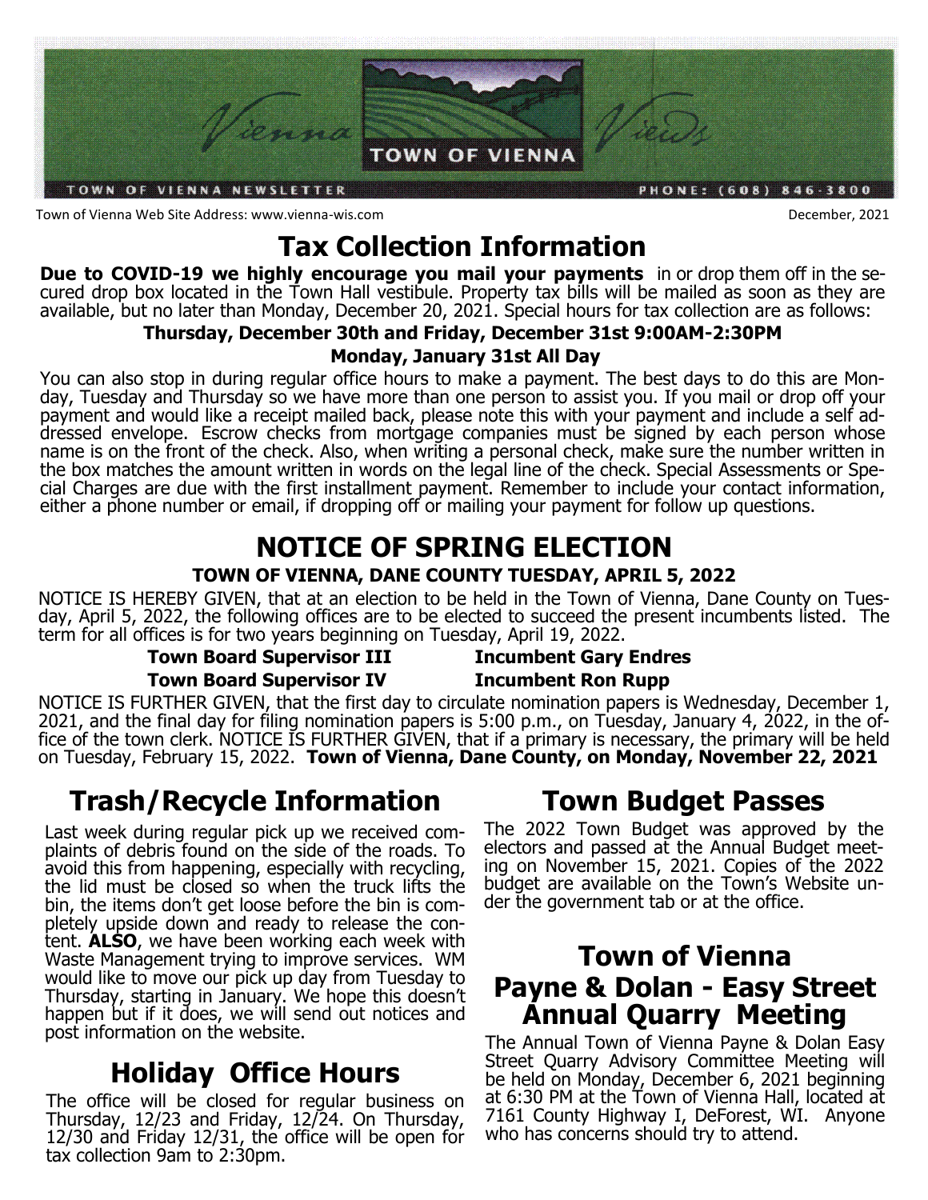# Vienna Views

TOWN OF VIENNA

TOWN OF VIENNA NEWSLETTER PHONE: (608) 846-3800

Town of Vienna Web Site Address: www.vienna-wis.com December, 2021

## Tax Collection Information

**Due to COVID-19 we highly encourage you mail your payments** in or drop them off in the secured drop box located in the Town Hall vestibule. Property tax bills will be mailed as soon as they are available, but no later than Monday, December 20, 2021. Special hours for tax collection are as follows:

**Thursday, December 30th and Friday, December 31st 9:00AM-2:30PM**

**Monday, January 31st All Day**

You can also stop in during regular office hours to make a payment. The best days to do this are Monday, Tuesday and Thursday so we have more than one person to assist you. If you mail or drop off your payment and would like a receipt mailed back, please note this with your payment and include a self addressed envelope. Escrow checks from mortgage companies must be signed by each person whose name is on the front of the check. Also, when writing a personal check, make sure the number written in the box matches the amount written in words on the legal line of the check. Special Assessments or Special Charges are due with the first installment payment. Remember to include your contact information, either a phone number or email, if dropping off or mailing your payment for follow up questions.

## NOTICE OF SPRING ELECTION

**TOWN OF VIENNA, DANE COUNTY TUESDAY, APRIL 5, 2022**

NOTICE IS HEREBY GIVEN, that at an election to be held in the Town of Vienna, Dane County on Tuesday, April 5, 2022, the following offices are to be elected to succeed the present incumbents listed. The term for all offices is for two years beginning on Tuesday, April 19, 2022.

**Town Board Supervisor III** **Incumbent Gary Endres**

**Town Board Supervisor IV** **Incumbent Ron Rupp**

NOTICE IS FURTHER GIVEN, that the first day to circulate nomination papers is Wednesday, December 1, 2021, and the final day for filing nomination papers is 5:00 p.m., on Tuesday, January 4, 2022, in the office of the town clerk. NOTICE IS FURTHER GIVEN, that if a primary is necessary, the primary will be held on Tuesday, February 15, 2022. **Town of Vienna, Dane County, on Monday, November 22, 2021**

## Trash/Recycle Information

Last week during regular pick up we received complaints of debris found on the side of the roads. To avoid this from happening, especially with recycling, the lid must be closed so when the truck lifts the bin, the items don't get loose before the bin is completely upside down and ready to release the content. **ALSO**, we have been working each week with Waste Management trying to improve services. WM would like to move our pick up day from Tuesday to Thursday, starting in January. We hope this doesn't happen but if it does, we will send out notices and post information on the website.

## Holiday Office Hours

The office will be closed for regular business on Thursday, 12/23 and Friday, 12/24. On Thursday, 12/30 and Friday 12/31, the office will be open for tax collection 9am to 2:30pm.

## Town Budget Passes

The 2022 Town Budget was approved by the electors and passed at the Annual Budget meeting on November 15, 2021. Copies of the 2022 budget are available on the Town's Website under the government tab or at the office.

## Town of Vienna Payne & Dolan - Easy Street Annual Quarry Meeting

The Annual Town of Vienna Payne & Dolan Easy Street Quarry Advisory Committee Meeting will be held on Monday, December 6, 2021 beginning at 6:30 PM at the Town of Vienna Hall, located at 7161 County Highway I, DeForest, WI. Anyone who has concerns should try to attend.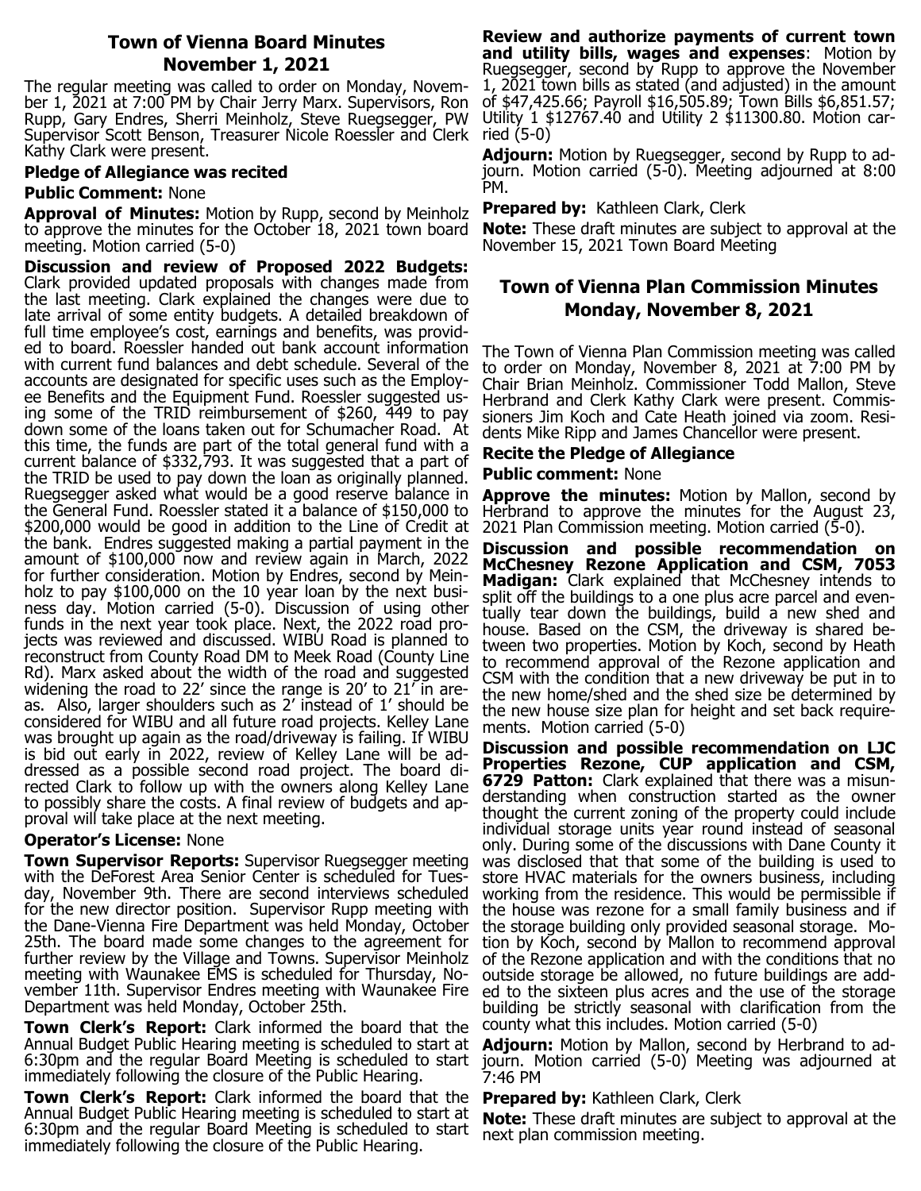## Town of Vienna Board Minutes
## November 1, 2021

The regular meeting was called to order on Monday, November 1, 2021 at 7:00 PM by Chair Jerry Marx. Supervisors, Ron Rupp, Gary Endres, Sherri Meinholz, Steve Ruegsegger, PW Supervisor Scott Benson, Treasurer Nicole Roessler and Clerk Kathy Clark were present.

**Pledge of Allegiance was recited**

**Public Comment:** None

**Approval of Minutes:** Motion by Rupp, second by Meinholz to approve the minutes for the October 18, 2021 town board meeting. Motion carried (5-0)

**Discussion and review of Proposed 2022 Budgets:** Clark provided updated proposals with changes made from the last meeting. Clark explained the changes were due to late arrival of some entity budgets. A detailed breakdown of full time employee's cost, earnings and benefits, was provided to board. Roessler handed out bank account information with current fund balances and debt schedule. Several of the accounts are designated for specific uses such as the Employee Benefits and the Equipment Fund. Roessler suggested using some of the TRID reimbursement of $260, 449 to pay down some of the loans taken out for Schumacher Road. At this time, the funds are part of the total general fund with a current balance of $332,793. It was suggested that a part of the TRID be used to pay down the loan as originally planned. Ruegsegger asked what would be a good reserve balance in the General Fund. Roessler stated it a balance of $150,000 to $200,000 would be good in addition to the Line of Credit at the bank. Endres suggested making a partial payment in the amount of $100,000 now and review again in March, 2022 for further consideration. Motion by Endres, second by Meinholz to pay $100,000 on the 10 year loan by the next business day. Motion carried (5-0). Discussion of using other funds in the next year took place. Next, the 2022 road projects was reviewed and discussed. WIBU Road is planned to reconstruct from County Road DM to Meek Road (County Line Rd). Marx asked about the width of the road and suggested widening the road to 22' since the range is 20' to 21' in areas. Also, larger shoulders such as 2' instead of 1' should be considered for WIBU and all future road projects. Kelley Lane was brought up again as the road/driveway is failing. If WIBU is bid out early in 2022, review of Kelley Lane will be addressed as a possible second road project. The board directed Clark to follow up with the owners along Kelley Lane to possibly share the costs. A final review of budgets and approval will take place at the next meeting.

**Operator's License:** None

**Town Supervisor Reports:** Supervisor Ruegsegger meeting with the DeForest Area Senior Center is scheduled for Tuesday, November 9th. There are second interviews scheduled for the new director position. Supervisor Rupp meeting with the Dane-Vienna Fire Department was held Monday, October 25th. The board made some changes to the agreement for further review by the Village and Towns. Supervisor Meinholz meeting with Waunakee EMS is scheduled for Thursday, November 11th. Supervisor Endres meeting with Waunakee Fire Department was held Monday, October 25th.

**Town Clerk's Report:** Clark informed the board that the Annual Budget Public Hearing meeting is scheduled to start at 6:30pm and the regular Board Meeting is scheduled to start immediately following the closure of the Public Hearing.

**Town Clerk's Report:** Clark informed the board that the Annual Budget Public Hearing meeting is scheduled to start at 6:30pm and the regular Board Meeting is scheduled to start immediately following the closure of the Public Hearing.

**Review and authorize payments of current town and utility bills, wages and expenses**: Motion by Ruegsegger, second by Rupp to approve the November 1, 2021 town bills as stated (and adjusted) in the amount of $47,425.66; Payroll $16,505.89; Town Bills $6,851.57; Utility 1 $12767.40 and Utility 2 $11300.80. Motion carried (5-0)

**Adjourn:** Motion by Ruegsegger, second by Rupp to adjourn. Motion carried (5-0). Meeting adjourned at 8:00 PM.

**Prepared by:** Kathleen Clark, Clerk

**Note:** These draft minutes are subject to approval at the November 15, 2021 Town Board Meeting

## Town of Vienna Plan Commission Minutes
## Monday, November 8, 2021

The Town of Vienna Plan Commission meeting was called to order on Monday, November 8, 2021 at 7:00 PM by Chair Brian Meinholz. Commissioner Todd Mallon, Steve Herbrand and Clerk Kathy Clark were present. Commissioners Jim Koch and Cate Heath joined via zoom. Residents Mike Ripp and James Chancellor were present.

**Recite the Pledge of Allegiance**

**Public comment:** None

**Approve the minutes:** Motion by Mallon, second by Herbrand to approve the minutes for the August 23, 2021 Plan Commission meeting. Motion carried (5-0).

**Discussion and possible recommendation on McChesney Rezone Application and CSM, 7053 Madigan:** Clark explained that McChesney intends to split off the buildings to a one plus acre parcel and eventually tear down the buildings, build a new shed and house. Based on the CSM, the driveway is shared between two properties. Motion by Koch, second by Heath to recommend approval of the Rezone application and CSM with the condition that a new driveway be put in to the new home/shed and the shed size be determined by the new house size plan for height and set back requirements. Motion carried (5-0)

**Discussion and possible recommendation on LJC Properties Rezone, CUP application and CSM, 6729 Patton:** Clark explained that there was a misunderstanding when construction started as the owner thought the current zoning of the property could include individual storage units year round instead of seasonal only. During some of the discussions with Dane County it was disclosed that that some of the building is used to store HVAC materials for the owners business, including working from the residence. This would be permissible if the house was rezone for a small family business and if the storage building only provided seasonal storage. Motion by Koch, second by Mallon to recommend approval of the Rezone application and with the conditions that no outside storage be allowed, no future buildings are added to the sixteen plus acres and the use of the storage building be strictly seasonal with clarification from the county what this includes. Motion carried (5-0)

**Adjourn:** Motion by Mallon, second by Herbrand to adjourn. Motion carried (5-0) Meeting was adjourned at 7:46 PM

**Prepared by:** Kathleen Clark, Clerk

**Note:** These draft minutes are subject to approval at the next plan commission meeting.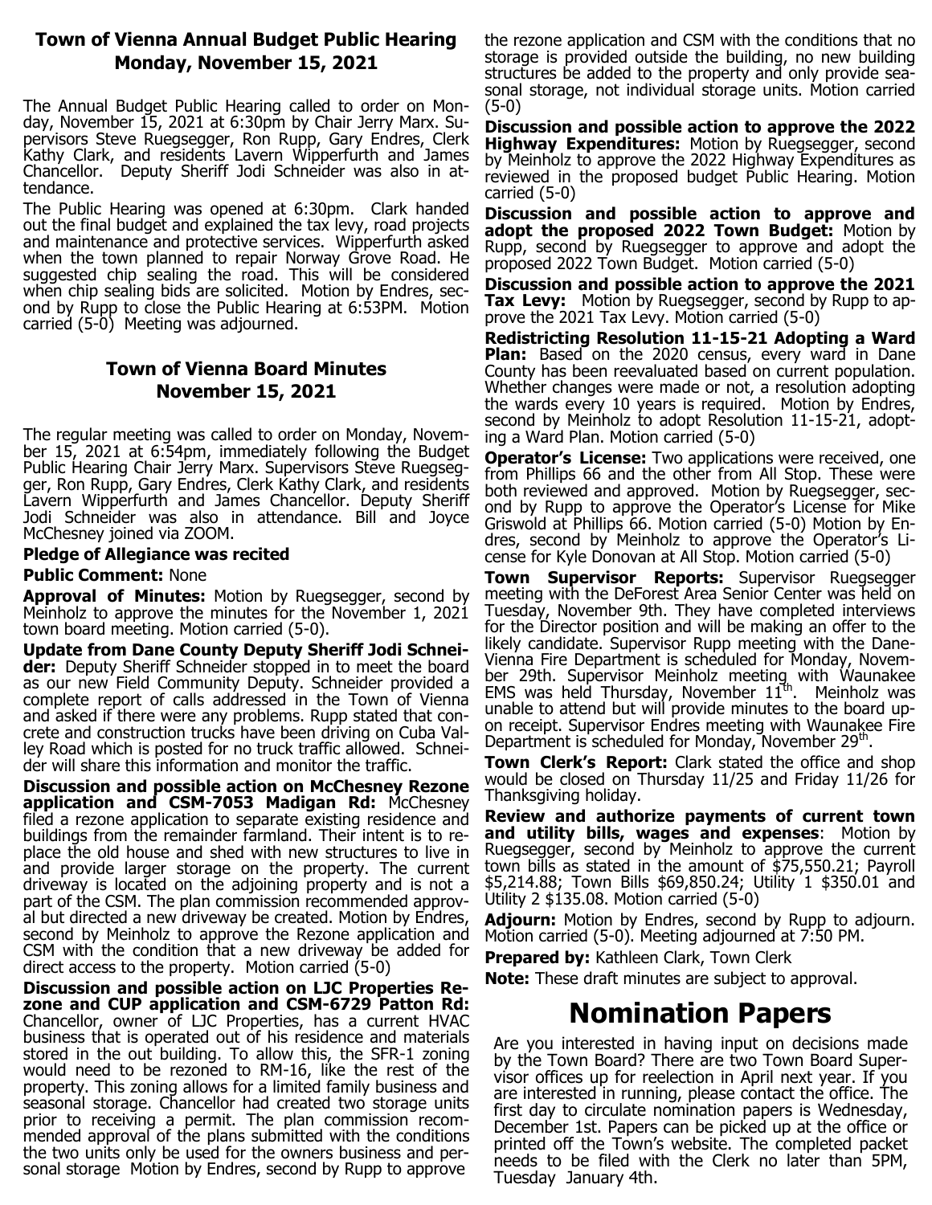## Town of Vienna Annual Budget Public Hearing
## Monday, November 15, 2021

The Annual Budget Public Hearing called to order on Monday, November 15, 2021 at 6:30pm by Chair Jerry Marx. Supervisors Steve Ruegsegger, Ron Rupp, Gary Endres, Clerk Kathy Clark, and residents Lavern Wipperfurth and James Chancellor. Deputy Sheriff Jodi Schneider was also in attendance.

The Public Hearing was opened at 6:30pm. Clark handed out the final budget and explained the tax levy, road projects and maintenance and protective services. Wipperfurth asked when the town planned to repair Norway Grove Road. He suggested chip sealing the road. This will be considered when chip sealing bids are solicited. Motion by Endres, second by Rupp to close the Public Hearing at 6:53PM. Motion carried (5-0) Meeting was adjourned.

## Town of Vienna Board Minutes
## November 15, 2021

The regular meeting was called to order on Monday, November 15, 2021 at 6:54pm, immediately following the Budget Public Hearing Chair Jerry Marx. Supervisors Steve Ruegsegger, Ron Rupp, Gary Endres, Clerk Kathy Clark, and residents Lavern Wipperfurth and James Chancellor. Deputy Sheriff Jodi Schneider was also in attendance. Bill and Joyce McChesney joined via ZOOM.

**Pledge of Allegiance was recited**

**Public Comment:** None

**Approval of Minutes:** Motion by Ruegsegger, second by Meinholz to approve the minutes for the November 1, 2021 town board meeting. Motion carried (5-0).

**Update from Dane County Deputy Sheriff Jodi Schneider:** Deputy Sheriff Schneider stopped in to meet the board as our new Field Community Deputy. Schneider provided a complete report of calls addressed in the Town of Vienna and asked if there were any problems. Rupp stated that concrete and construction trucks have been driving on Cuba Valley Road which is posted for no truck traffic allowed. Schneider will share this information and monitor the traffic.

**Discussion and possible action on McChesney Rezone application and CSM-7053 Madigan Rd:** McChesney filed a rezone application to separate existing residence and buildings from the remainder farmland. Their intent is to replace the old house and shed with new structures to live in and provide larger storage on the property. The current driveway is located on the adjoining property and is not a part of the CSM. The plan commission recommended approval but directed a new driveway be created. Motion by Endres, second by Meinholz to approve the Rezone application and CSM with the condition that a new driveway be added for direct access to the property. Motion carried (5-0)

**Discussion and possible action on LJC Properties Rezone and CUP application and CSM-6729 Patton Rd:** Chancellor, owner of LJC Properties, has a current HVAC business that is operated out of his residence and materials stored in the out building. To allow this, the SFR-1 zoning would need to be rezoned to RM-16, like the rest of the property. This zoning allows for a limited family business and seasonal storage. Chancellor had created two storage units prior to receiving a permit. The plan commission recommended approval of the plans submitted with the conditions the two units only be used for the owners business and personal storage Motion by Endres, second by Rupp to approve the rezone application and CSM with the conditions that no storage is provided outside the building, no new building structures be added to the property and only provide seasonal storage, not individual storage units. Motion carried (5-0)

**Discussion and possible action to approve the 2022 Highway Expenditures:** Motion by Ruegsegger, second by Meinholz to approve the 2022 Highway Expenditures as reviewed in the proposed budget Public Hearing. Motion carried (5-0)

**Discussion and possible action to approve and adopt the proposed 2022 Town Budget:** Motion by Rupp, second by Ruegsegger to approve and adopt the proposed 2022 Town Budget. Motion carried (5-0)

**Discussion and possible action to approve the 2021 Tax Levy:** Motion by Ruegsegger, second by Rupp to approve the 2021 Tax Levy. Motion carried (5-0)

**Redistricting Resolution 11-15-21 Adopting a Ward Plan:** Based on the 2020 census, every ward in Dane County has been reevaluated based on current population. Whether changes were made or not, a resolution adopting the wards every 10 years is required. Motion by Endres, second by Meinholz to adopt Resolution 11-15-21, adopting a Ward Plan. Motion carried (5-0)

**Operator's License:** Two applications were received, one from Phillips 66 and the other from All Stop. These were both reviewed and approved. Motion by Ruegsegger, second by Rupp to approve the Operator's License for Mike Griswold at Phillips 66. Motion carried (5-0) Motion by Endres, second by Meinholz to approve the Operator's License for Kyle Donovan at All Stop. Motion carried (5-0)

**Town Supervisor Reports:** Supervisor Ruegsegger meeting with the DeForest Area Senior Center was held on Tuesday, November 9th. They have completed interviews for the Director position and will be making an offer to the likely candidate. Supervisor Rupp meeting with the Dane-Vienna Fire Department is scheduled for Monday, November 29th. Supervisor Meinholz meeting with Waunakee EMS was held Thursday, November 11th. Meinholz was unable to attend but will provide minutes to the board upon receipt. Supervisor Endres meeting with Waunakee Fire Department is scheduled for Monday, November 29th.

**Town Clerk's Report:** Clark stated the office and shop would be closed on Thursday 11/25 and Friday 11/26 for Thanksgiving holiday.

**Review and authorize payments of current town and utility bills, wages and expenses**: Motion by Ruegsegger, second by Meinholz to approve the current town bills as stated in the amount of $75,550.21; Payroll $5,214.88; Town Bills $69,850.24; Utility 1 $350.01 and Utility 2 $135.08. Motion carried (5-0)

**Adjourn:** Motion by Endres, second by Rupp to adjourn. Motion carried (5-0). Meeting adjourned at 7:50 PM.

**Prepared by:** Kathleen Clark, Town Clerk

**Note:** These draft minutes are subject to approval.

# Nomination Papers

Are you interested in having input on decisions made by the Town Board? There are two Town Board Supervisor offices up for reelection in April next year. If you are interested in running, please contact the office. The first day to circulate nomination papers is Wednesday, December 1st. Papers can be picked up at the office or printed off the Town's website. The completed packet needs to be filed with the Clerk no later than 5PM, Tuesday January 4th.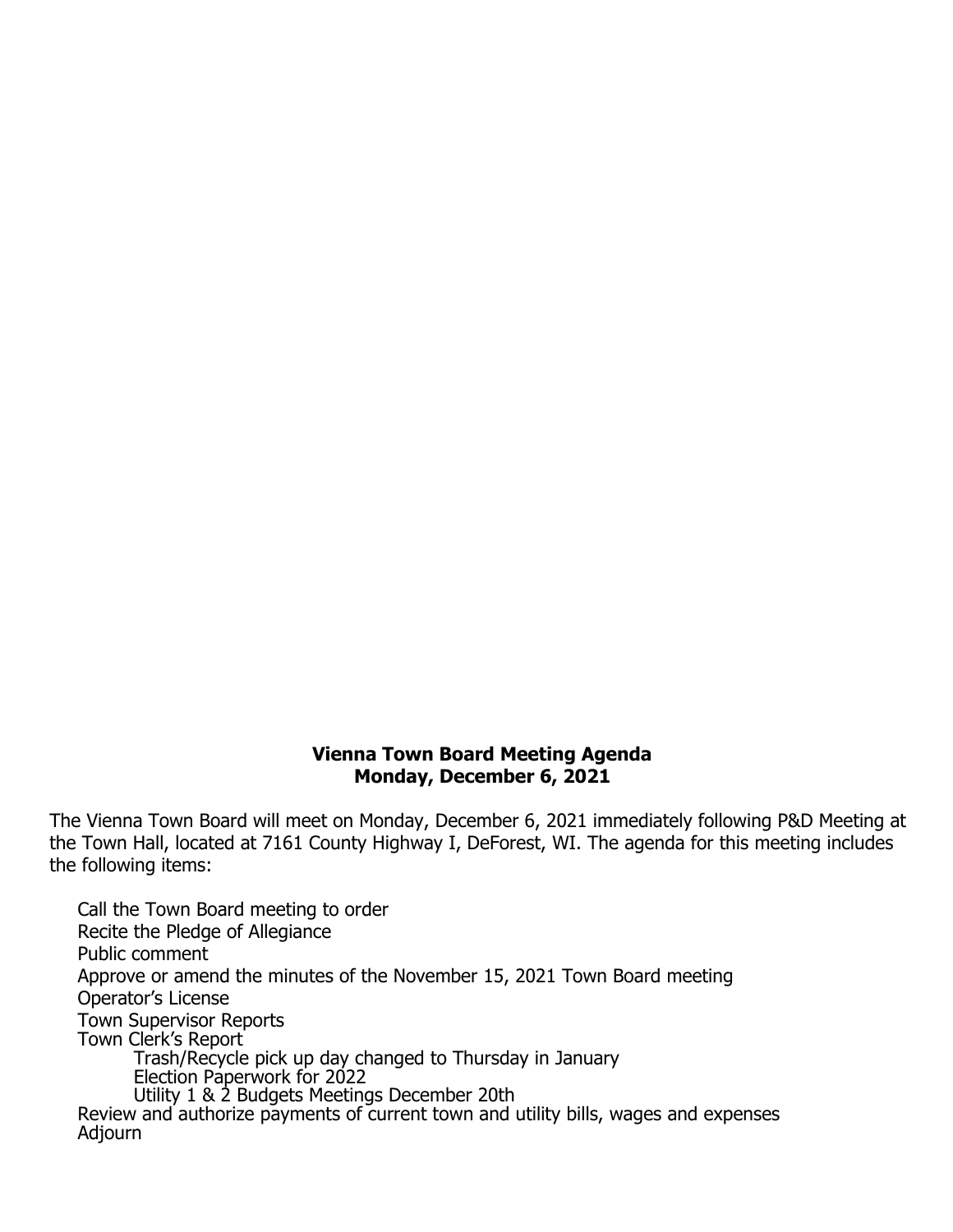**Vienna Town Board Meeting Agenda**
**Monday, December 6, 2021**

The Vienna Town Board will meet on Monday, December 6, 2021 immediately following P&D Meeting at the Town Hall, located at 7161 County Highway I, DeForest, WI. The agenda for this meeting includes the following items:

- Call the Town Board meeting to order
- Recite the Pledge of Allegiance
- Public comment
- Approve or amend the minutes of the November 15, 2021 Town Board meeting
- Operator's License
- Town Supervisor Reports
- Town Clerk's Report
  - Trash/Recycle pick up day changed to Thursday in January
  - Election Paperwork for 2022
  - Utility 1 & 2 Budgets Meetings December 20th
- Review and authorize payments of current town and utility bills, wages and expenses
- Adjourn